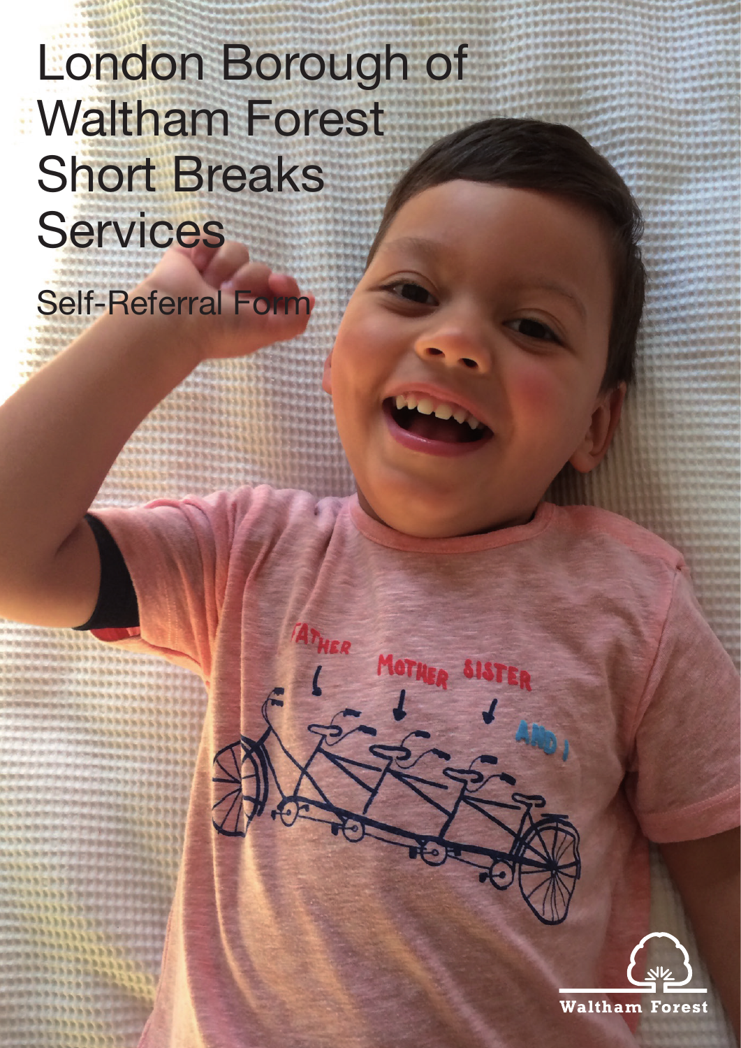# London Borough of Waltham Forest Short Breaks Services

## Self-Referral Form

Waltham Forest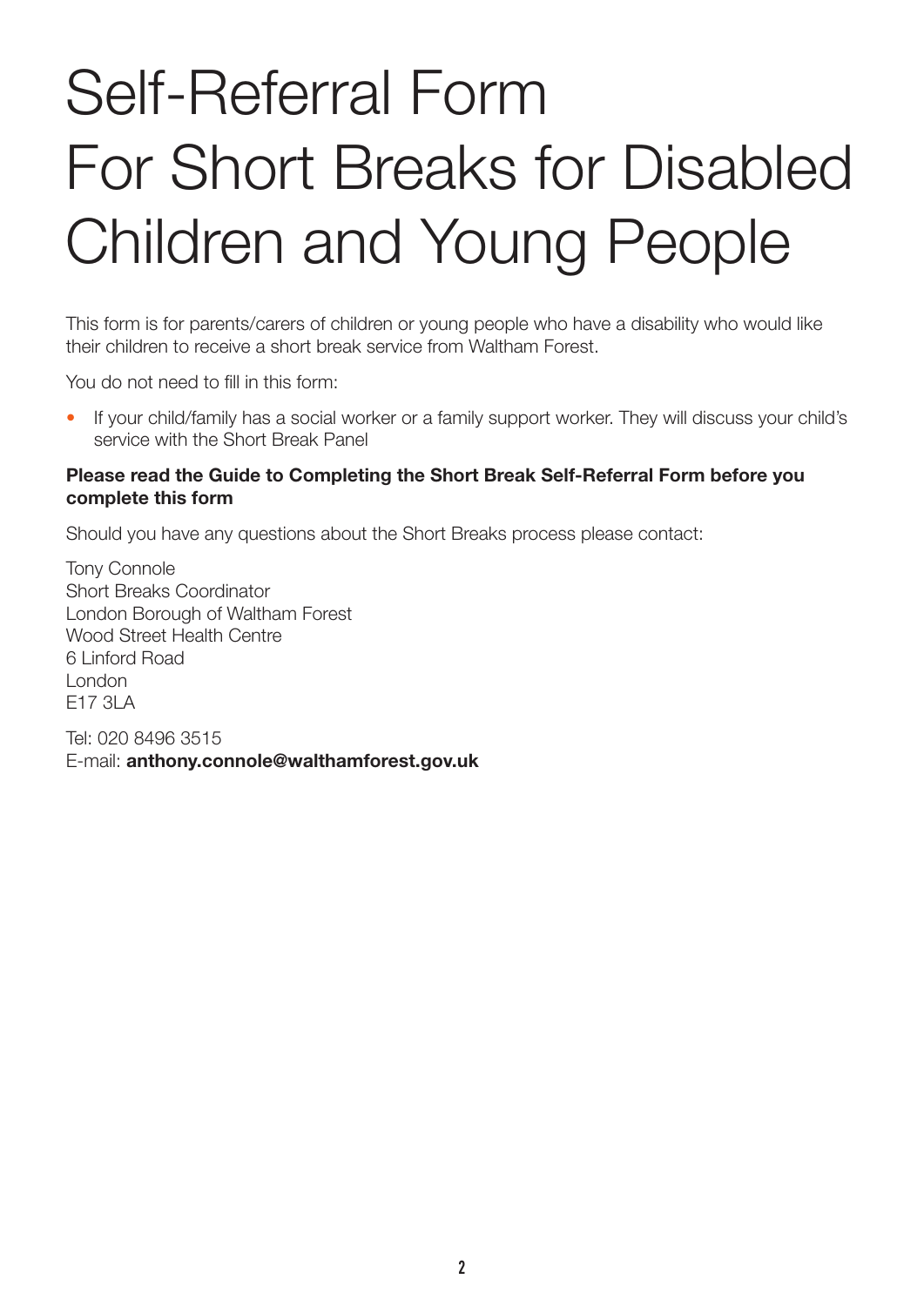# Self-Referral Form For Short Breaks for Disabled Children and Young People

This form is for parents/carers of children or young people who have a disability who would like their children to receive a short break service from Waltham Forest.

You do not need to fill in this form:

- If your child/family has a social worker or a family support worker. They will discuss your child's service with the Short Break Panel

**Please read the Guide to Completing the Short Break Self-Referral Form before you complete this form**

Should you have any questions about the Short Breaks process please contact:

Tony Connole
Short Breaks Coordinator
London Borough of Waltham Forest
Wood Street Health Centre
6 Linford Road
London
E17 3LA

Tel: 020 8496 3515
E-mail: **anthony.connole@walthamforest.gov.uk**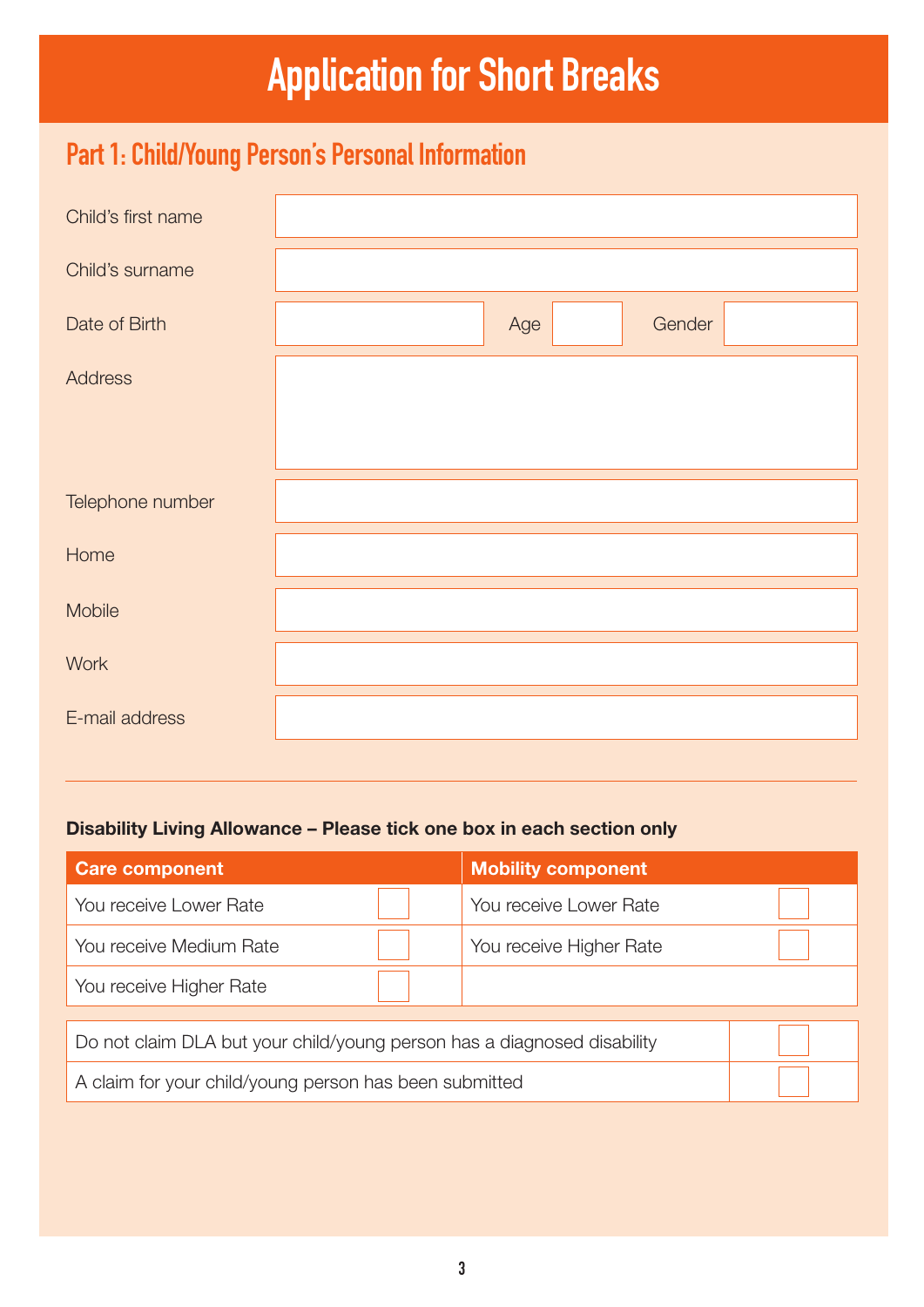# Application for Short Breaks

## Part 1: Child/Young Person's Personal Information

| | |
|---|---|
| Child's first name | |
| Child's surname | |
| Date of Birth | |
| Age | |
| Gender | |
| Address | |
| Telephone number | |
| Home | |
| Mobile | |
| Work | |
| E-mail address | |

**Disability Living Allowance – Please tick one box in each section only**

| Care component | | Mobility component | |
|---|---|---|---|
| You receive Lower Rate | ☐ | You receive Lower Rate | ☐ |
| You receive Medium Rate | ☐ | You receive Higher Rate | ☐ |
| You receive Higher Rate | ☐ | | |

| | |
|---|---|
| Do not claim DLA but your child/young person has a diagnosed disability | ☐ |
| A claim for your child/young person has been submitted | ☐ |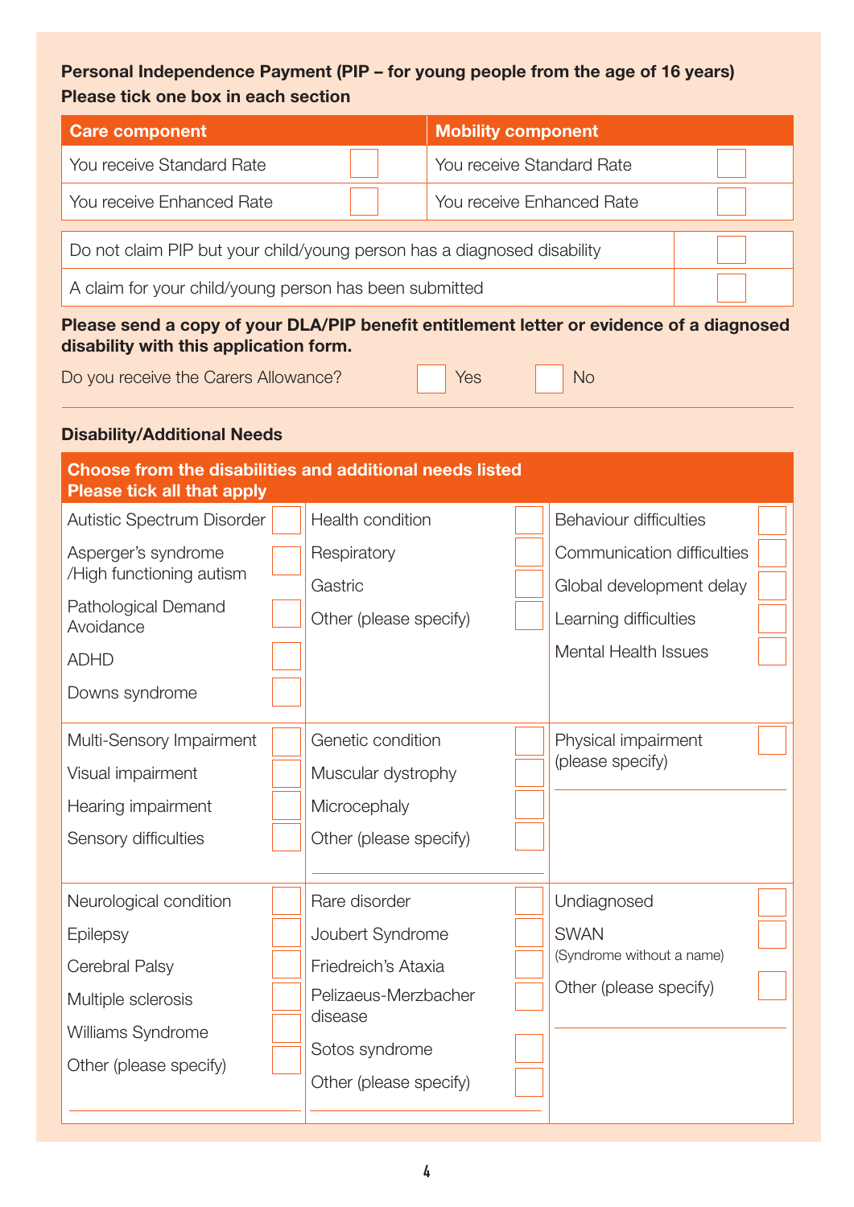**Personal Independence Payment (PIP – for young people from the age of 16 years)**
**Please tick one box in each section**

| Care component | | Mobility component | |
|---|---|---|---|
| You receive Standard Rate | ☐ | You receive Standard Rate | ☐ |
| You receive Enhanced Rate | ☐ | You receive Enhanced Rate | ☐ |

| | |
|---|---|
| Do not claim PIP but your child/young person has a diagnosed disability | ☐ |
| A claim for your child/young person has been submitted | ☐ |

**Please send a copy of your DLA/PIP benefit entitlement letter or evidence of a diagnosed disability with this application form.**

Do you receive the Carers Allowance? ☐ Yes ☐ No

**Disability/Additional Needs**

| Choose from the disabilities and additional needs listed<br>Please tick all that apply | | | | | |
|---|---|---|---|---|---|
| Autistic Spectrum Disorder | ☐ | Health condition | ☐ | Behaviour difficulties | ☐ |
| Asperger's syndrome /High functioning autism | ☐ | Respiratory | ☐ | Communication difficulties | ☐ |
| Pathological Demand Avoidance | ☐ | Gastric | ☐ | Global development delay | ☐ |
| ADHD | ☐ | Other (please specify) | ☐ | Learning difficulties | ☐ |
| Downs syndrome | ☐ | | | Mental Health Issues | ☐ |
| Multi-Sensory Impairment | ☐ | Genetic condition | ☐ | Physical impairment (please specify) | ☐ |
| Visual impairment | ☐ | Muscular dystrophy | ☐ | | |
| Hearing impairment | ☐ | Microcephaly | ☐ | | |
| Sensory difficulties | ☐ | Other (please specify) | ☐ | | |
| Neurological condition | ☐ | Rare disorder | ☐ | Undiagnosed | ☐ |
| Epilepsy | ☐ | Joubert Syndrome | ☐ | SWAN (Syndrome without a name) | ☐ |
| Cerebral Palsy | ☐ | Friedreich's Ataxia | ☐ | Other (please specify) | ☐ |
| Multiple sclerosis | ☐ | Pelizaeus-Merzbacher disease | ☐ | | |
| Williams Syndrome | ☐ | Sotos syndrome | ☐ | | |
| Other (please specify) | ☐ | Other (please specify) | ☐ | | |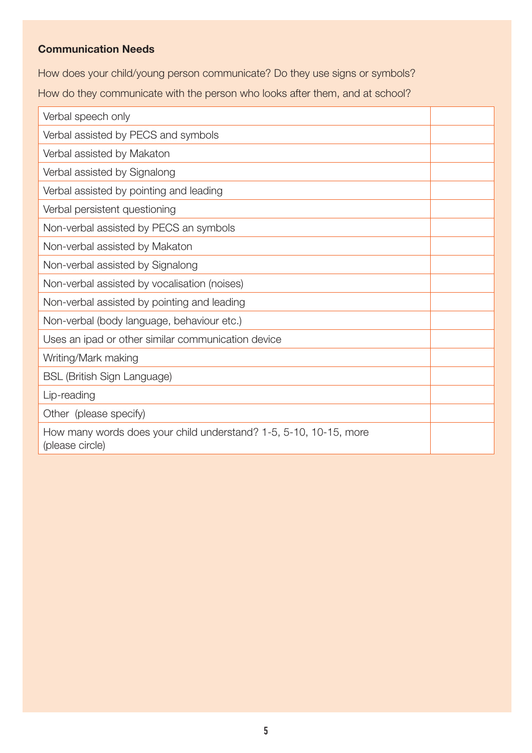**Communication Needs**

How does your child/young person communicate? Do they use signs or symbols?

How do they communicate with the person who looks after them, and at school?

| | |
|---|---|
| Verbal speech only | |
| Verbal assisted by PECS and symbols | |
| Verbal assisted by Makaton | |
| Verbal assisted by Signalong | |
| Verbal assisted by pointing and leading | |
| Verbal persistent questioning | |
| Non-verbal assisted by PECS an symbols | |
| Non-verbal assisted by Makaton | |
| Non-verbal assisted by Signalong | |
| Non-verbal assisted by vocalisation (noises) | |
| Non-verbal assisted by pointing and leading | |
| Non-verbal (body language, behaviour etc.) | |
| Uses an ipad or other similar communication device | |
| Writing/Mark making | |
| BSL (British Sign Language) | |
| Lip-reading | |
| Other (please specify) | |
| How many words does your child understand? 1-5, 5-10, 10-15, more (please circle) | |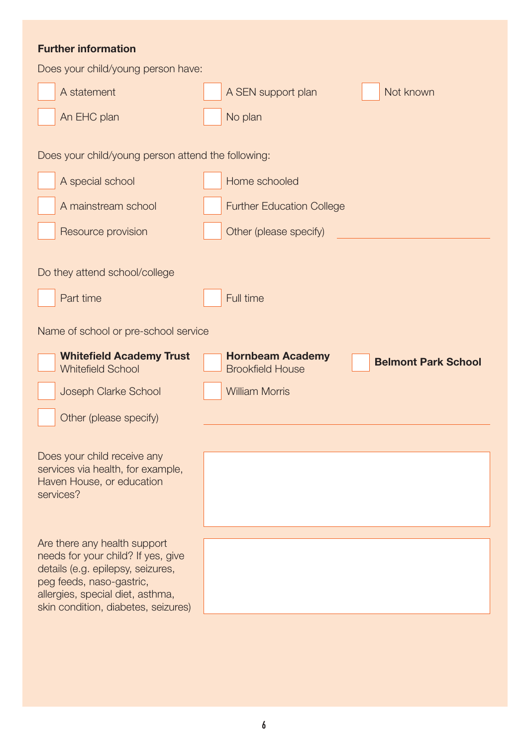**Further information**

Does your child/young person have:

- [ ] A statement
- [ ] A SEN support plan
- [ ] Not known
- [ ] An EHC plan
- [ ] No plan

Does your child/young person attend the following:

- [ ] A special school
- [ ] Home schooled
- [ ] A mainstream school
- [ ] Further Education College
- [ ] Resource provision
- [ ] Other (please specify) \_\_\_\_\_\_\_\_\_\_\_\_\_\_\_\_

Do they attend school/college

- [ ] Part time
- [ ] Full time

Name of school or pre-school service

- [ ] **Whitefield Academy Trust** Whitefield School
- [ ] **Hornbeam Academy** Brookfield House
- [ ] **Belmont Park School**
- [ ] Joseph Clarke School
- [ ] William Morris
- [ ] Other (please specify) \_\_\_\_\_\_\_\_\_\_\_\_\_\_\_\_

Does your child receive any services via health, for example, Haven House, or education services?

Are there any health support needs for your child? If yes, give details (e.g. epilepsy, seizures, peg feeds, naso-gastric, allergies, special diet, asthma, skin condition, diabetes, seizures)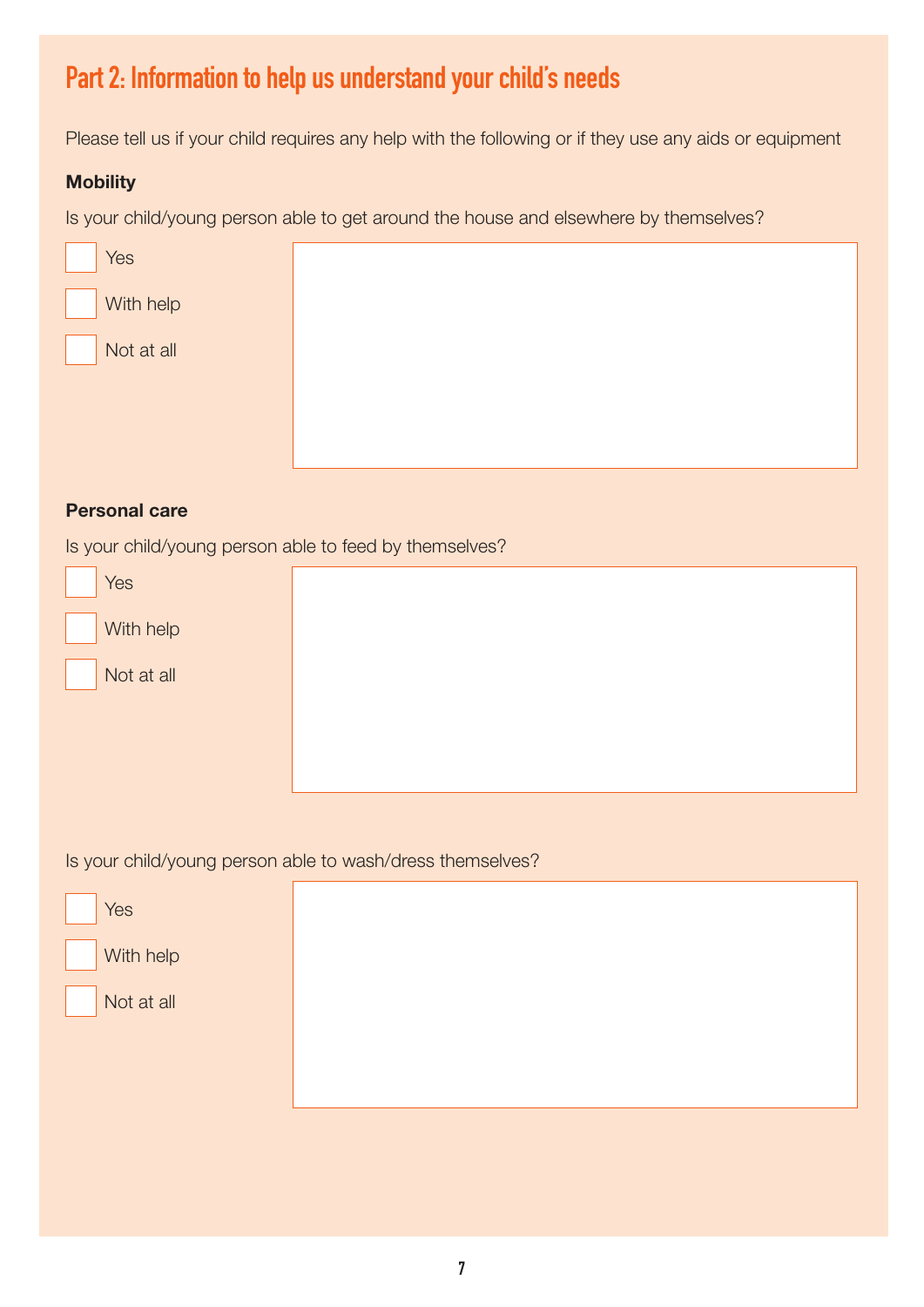## Part 2: Information to help us understand your child's needs

Please tell us if your child requires any help with the following or if they use any aids or equipment

**Mobility**

Is your child/young person able to get around the house and elsewhere by themselves?

- ☐ Yes
- ☐ With help
- ☐ Not at all

**Personal care**

Is your child/young person able to feed by themselves?

- ☐ Yes
- ☐ With help
- ☐ Not at all

Is your child/young person able to wash/dress themselves?

- ☐ Yes
- ☐ With help
- ☐ Not at all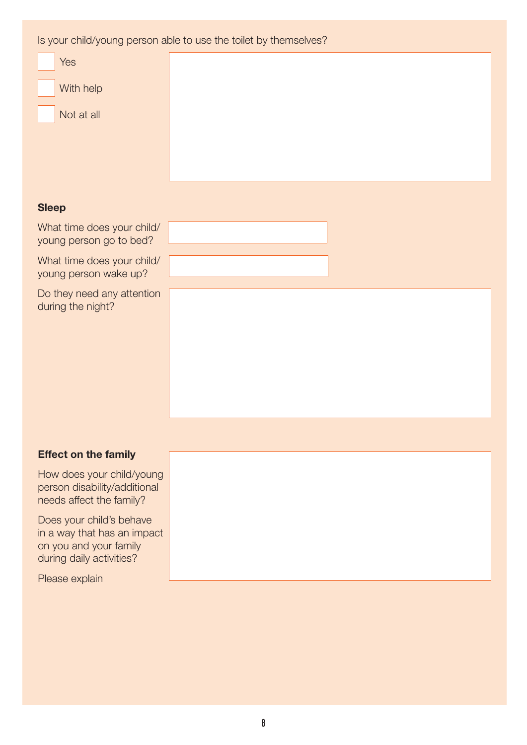Is your child/young person able to use the toilet by themselves?

- [ ] Yes
- [ ] With help
- [ ] Not at all

**Sleep**

What time does your child/ young person go to bed?

What time does your child/ young person wake up?

Do they need any attention during the night?

**Effect on the family**

How does your child/young person disability/additional needs affect the family?

Does your child's behave in a way that has an impact on you and your family during daily activities?

Please explain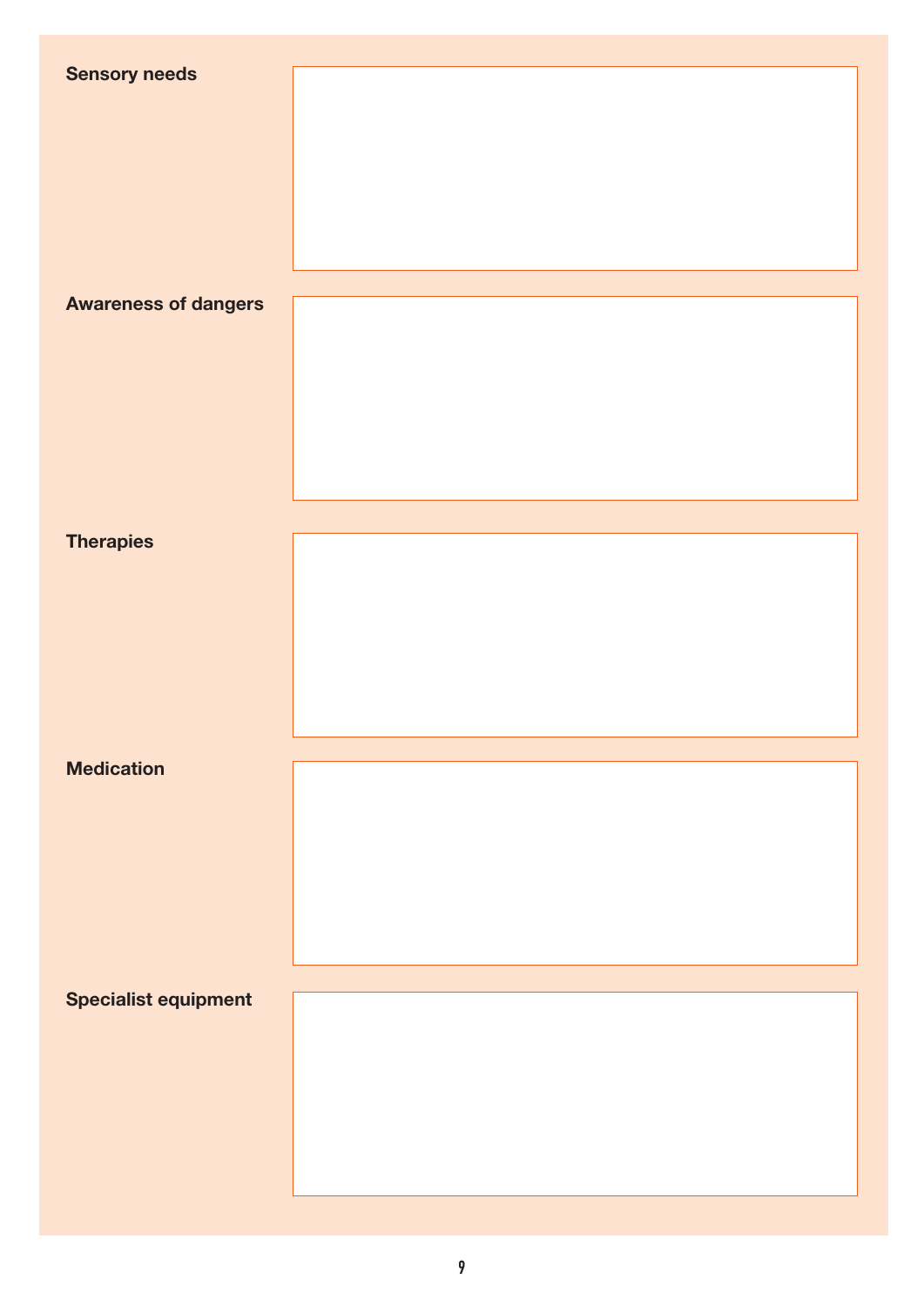**Sensory needs**

**Awareness of dangers**

**Therapies**

**Medication**

**Specialist equipment**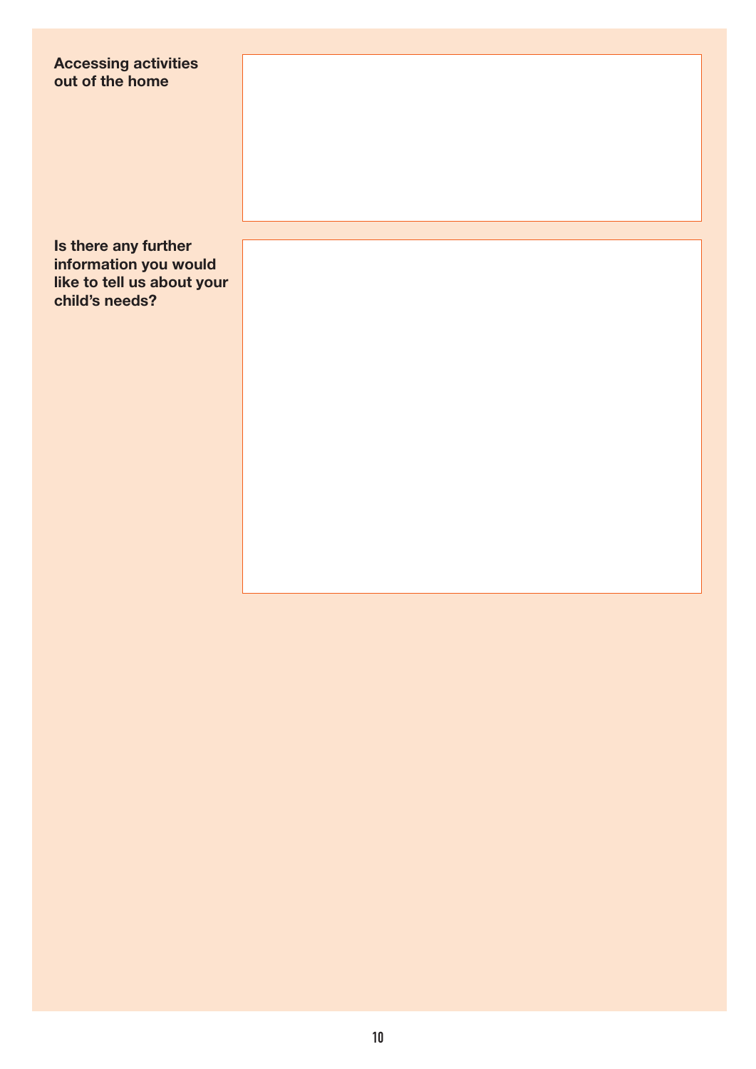**Accessing activities out of the home**

**Is there any further information you would like to tell us about your child's needs?**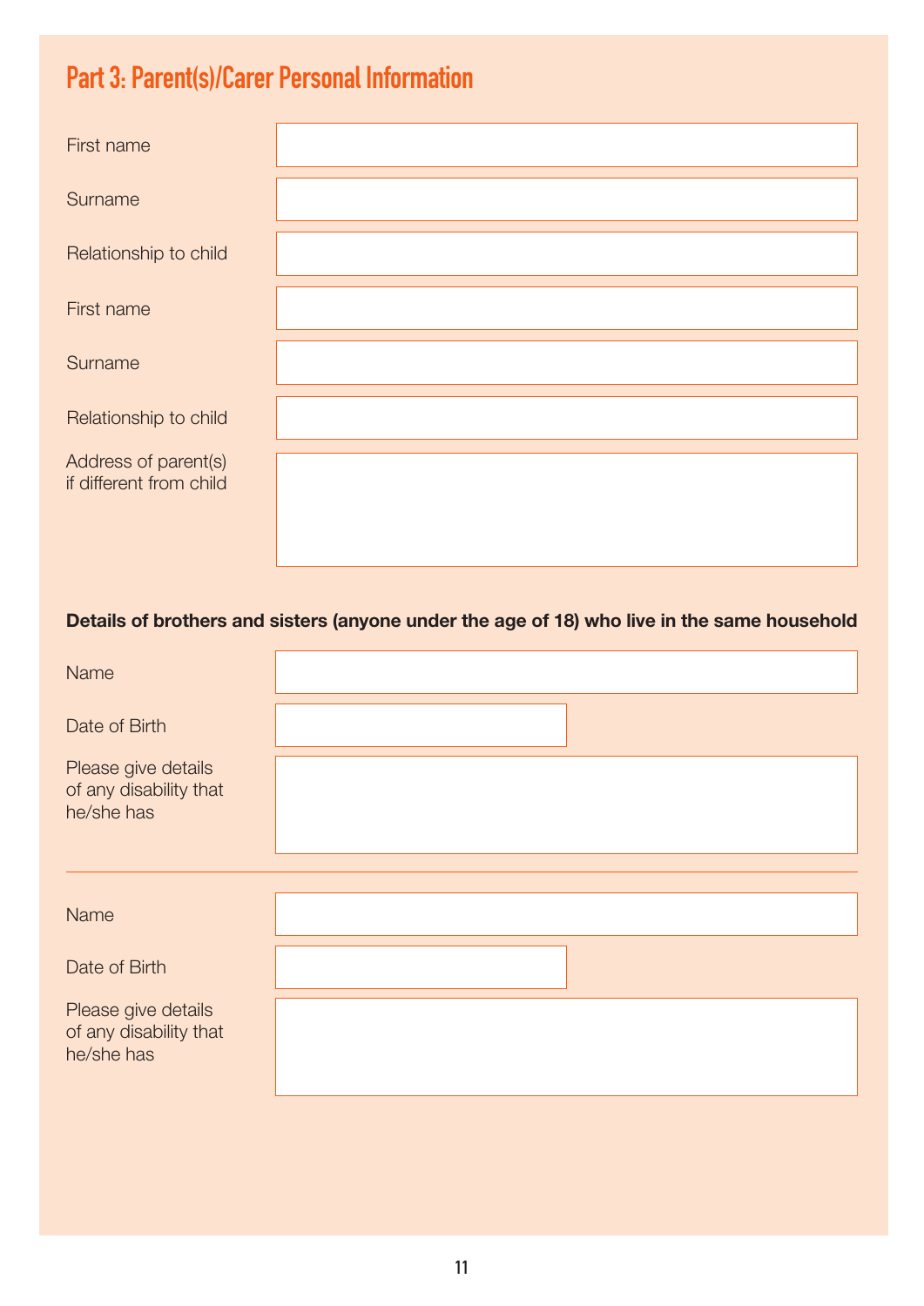## Part 3: Parent(s)/Carer Personal Information

| | |
|---|---|
| First name | |
| Surname | |
| Relationship to child | |
| First name | |
| Surname | |
| Relationship to child | |
| Address of parent(s) if different from child | |

**Details of brothers and sisters (anyone under the age of 18) who live in the same household**

| | |
|---|---|
| Name | |
| Date of Birth | |
| Please give details of any disability that he/she has | |

| | |
|---|---|
| Name | |
| Date of Birth | |
| Please give details of any disability that he/she has | |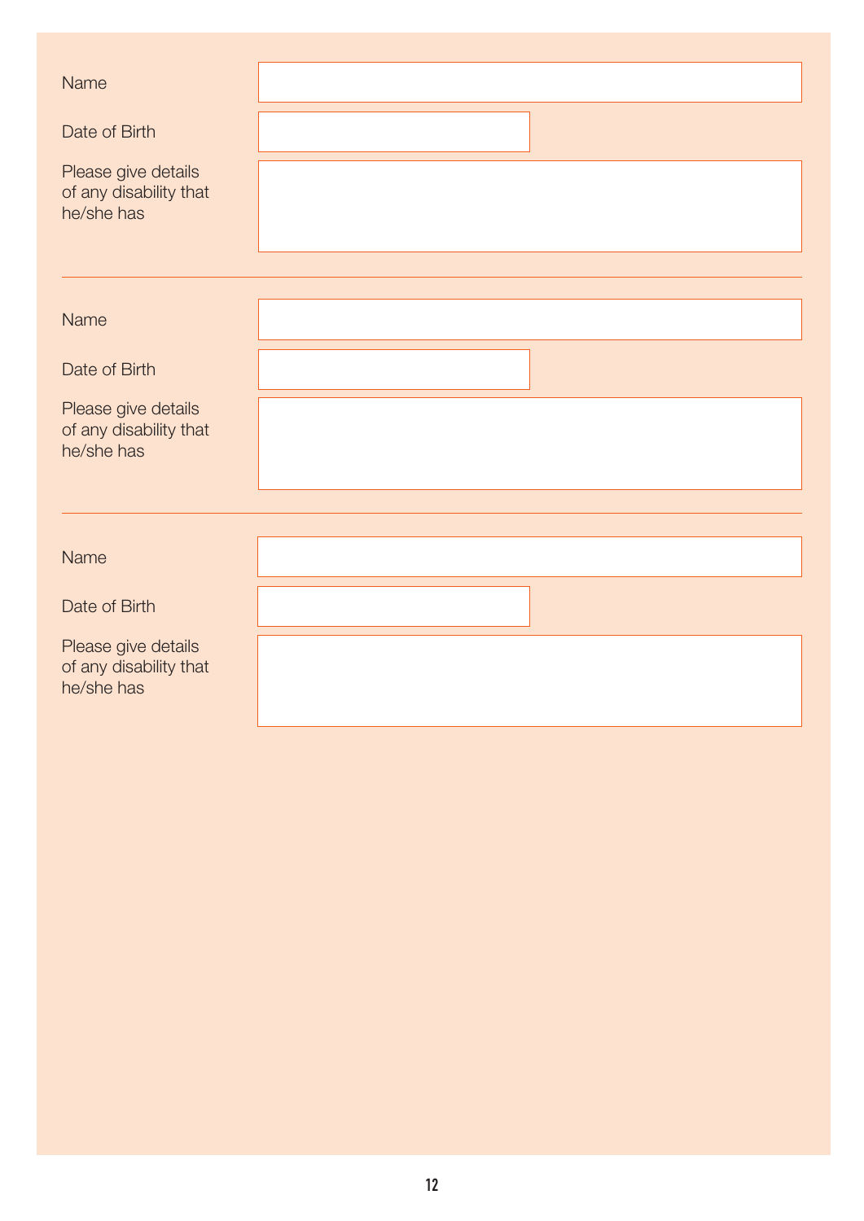| | |
|---|---|
| Name | |
| Date of Birth | |
| Please give details of any disability that he/she has | |

---

| | |
|---|---|
| Name | |
| Date of Birth | |
| Please give details of any disability that he/she has | |

---

| | |
|---|---|
| Name | |
| Date of Birth | |
| Please give details of any disability that he/she has | |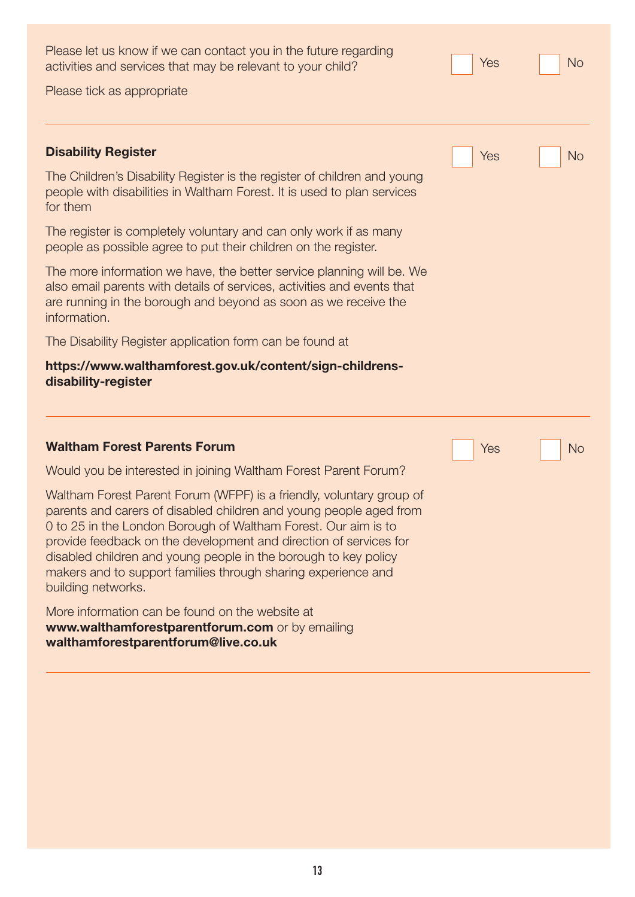Please let us know if we can contact you in the future regarding activities and services that may be relevant to your child?

Please tick as appropriate

☐ Yes ☐ No

---

**Disability Register**

☐ Yes ☐ No

The Children's Disability Register is the register of children and young people with disabilities in Waltham Forest. It is used to plan services for them

The register is completely voluntary and can only work if as many people as possible agree to put their children on the register.

The more information we have, the better service planning will be. We also email parents with details of services, activities and events that are running in the borough and beyond as soon as we receive the information.

The Disability Register application form can be found at

**https://www.walthamforest.gov.uk/content/sign-childrens-disability-register**

---

**Waltham Forest Parents Forum**

☐ Yes ☐ No

Would you be interested in joining Waltham Forest Parent Forum?

Waltham Forest Parent Forum (WFPF) is a friendly, voluntary group of parents and carers of disabled children and young people aged from 0 to 25 in the London Borough of Waltham Forest. Our aim is to provide feedback on the development and direction of services for disabled children and young people in the borough to key policy makers and to support families through sharing experience and building networks.

More information can be found on the website at **www.walthamforestparentforum.com** or by emailing **walthamforestparentforum@live.co.uk**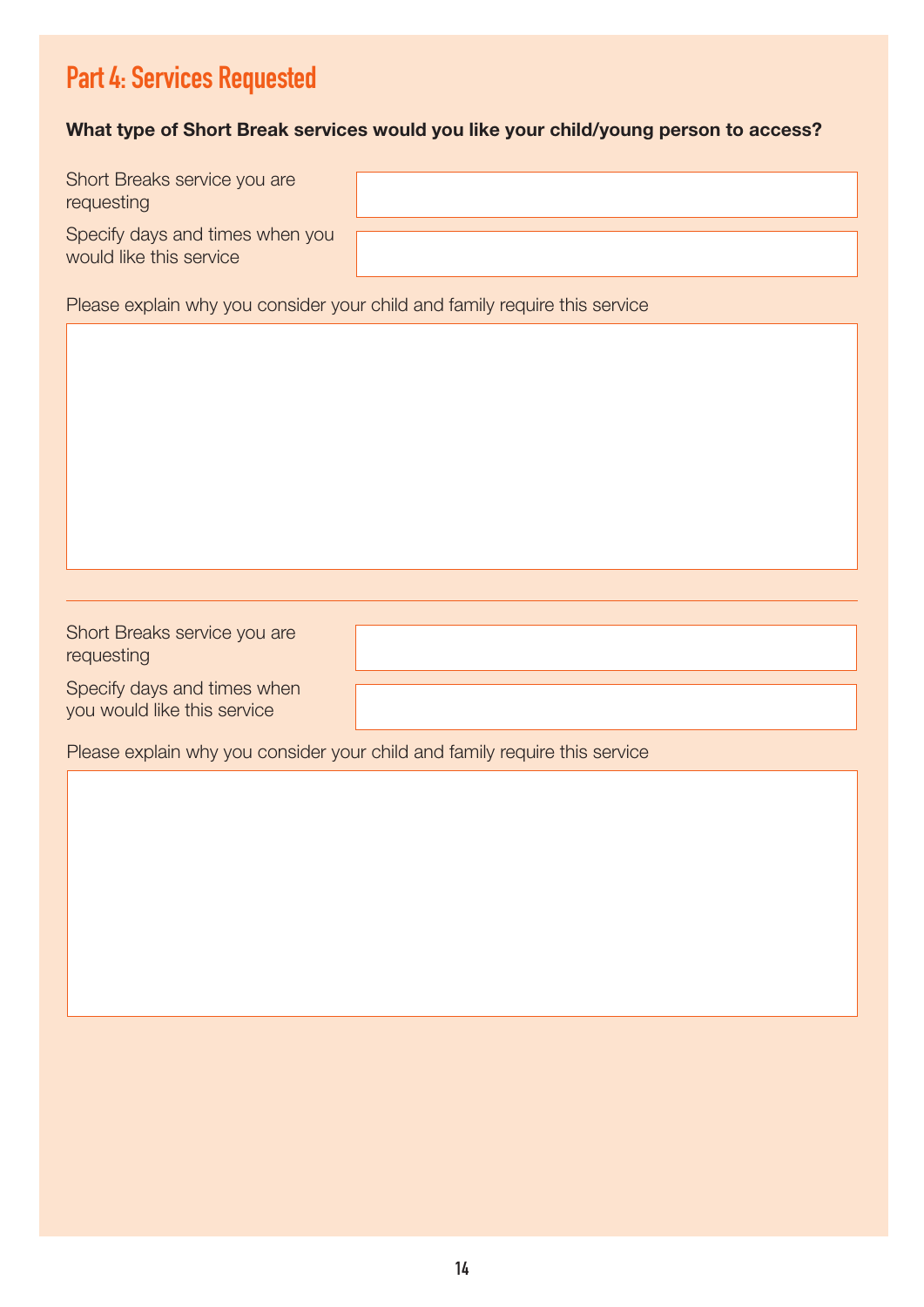## Part 4: Services Requested

**What type of Short Break services would you like your child/young person to access?**

Short Breaks service you are requesting

Specify days and times when you would like this service

Please explain why you consider your child and family require this service

---

Short Breaks service you are requesting

Specify days and times when you would like this service

Please explain why you consider your child and family require this service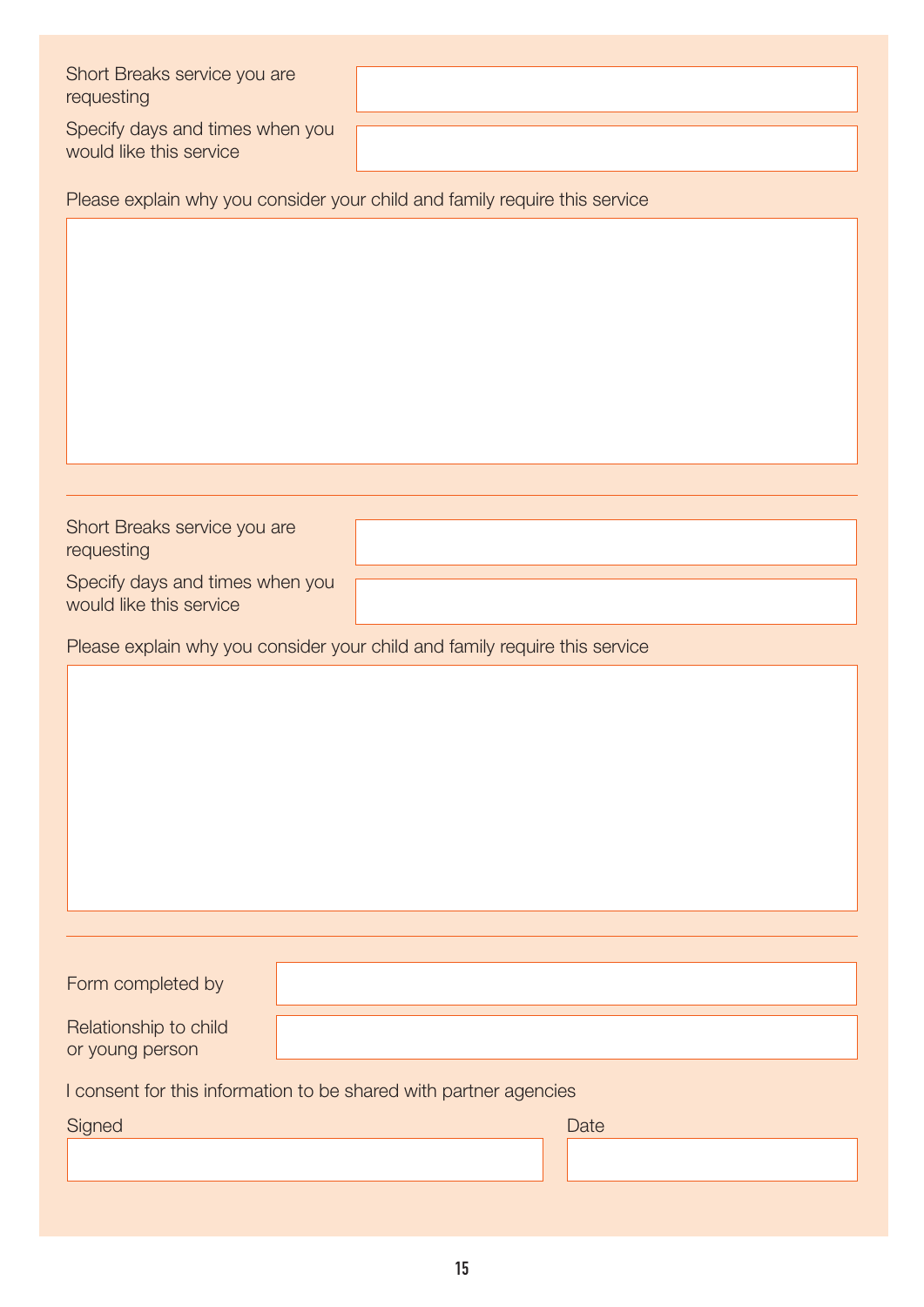Short Breaks service you are requesting

Specify days and times when you would like this service

Please explain why you consider your child and family require this service

---

Short Breaks service you are requesting

Specify days and times when you would like this service

Please explain why you consider your child and family require this service

---

Form completed by

Relationship to child or young person

I consent for this information to be shared with partner agencies

Signed

Date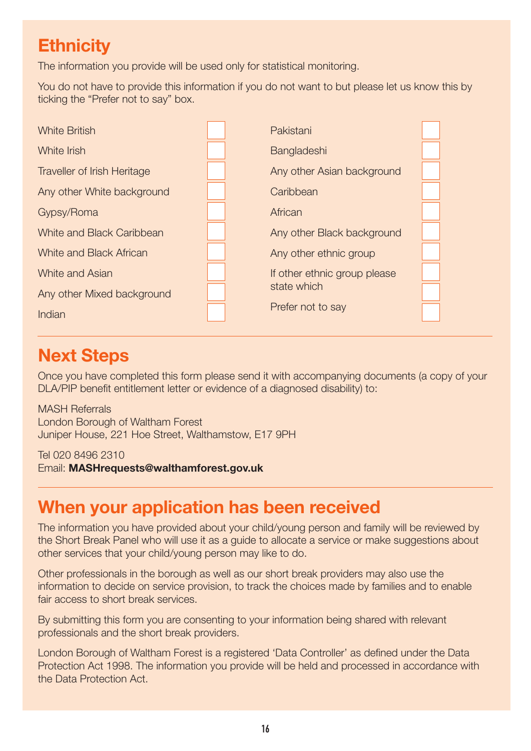## Ethnicity

The information you provide will be used only for statistical monitoring.

You do not have to provide this information if you do not want to but please let us know this by ticking the "Prefer not to say" box.

| | | | |
|---|---|---|---|
| White British | ☐ | Pakistani | ☐ |
| White Irish | ☐ | Bangladeshi | ☐ |
| Traveller of Irish Heritage | ☐ | Any other Asian background | ☐ |
| Any other White background | ☐ | Caribbean | ☐ |
| Gypsy/Roma | ☐ | African | ☐ |
| White and Black Caribbean | ☐ | Any other Black background | ☐ |
| White and Black African | ☐ | Any other ethnic group | ☐ |
| White and Asian | ☐ | If other ethnic group please state which | ☐ |
| Any other Mixed background | ☐ | | ☐ |
| Indian | ☐ | Prefer not to say | ☐ |

## Next Steps

Once you have completed this form please send it with accompanying documents (a copy of your DLA/PIP benefit entitlement letter or evidence of a diagnosed disability) to:

MASH Referrals
London Borough of Waltham Forest
Juniper House, 221 Hoe Street, Walthamstow, E17 9PH

Tel 020 8496 2310
Email: **MASHrequests@walthamforest.gov.uk**

## When your application has been received

The information you have provided about your child/young person and family will be reviewed by the Short Break Panel who will use it as a guide to allocate a service or make suggestions about other services that your child/young person may like to do.

Other professionals in the borough as well as our short break providers may also use the information to decide on service provision, to track the choices made by families and to enable fair access to short break services.

By submitting this form you are consenting to your information being shared with relevant professionals and the short break providers.

London Borough of Waltham Forest is a registered 'Data Controller' as defined under the Data Protection Act 1998. The information you provide will be held and processed in accordance with the Data Protection Act.